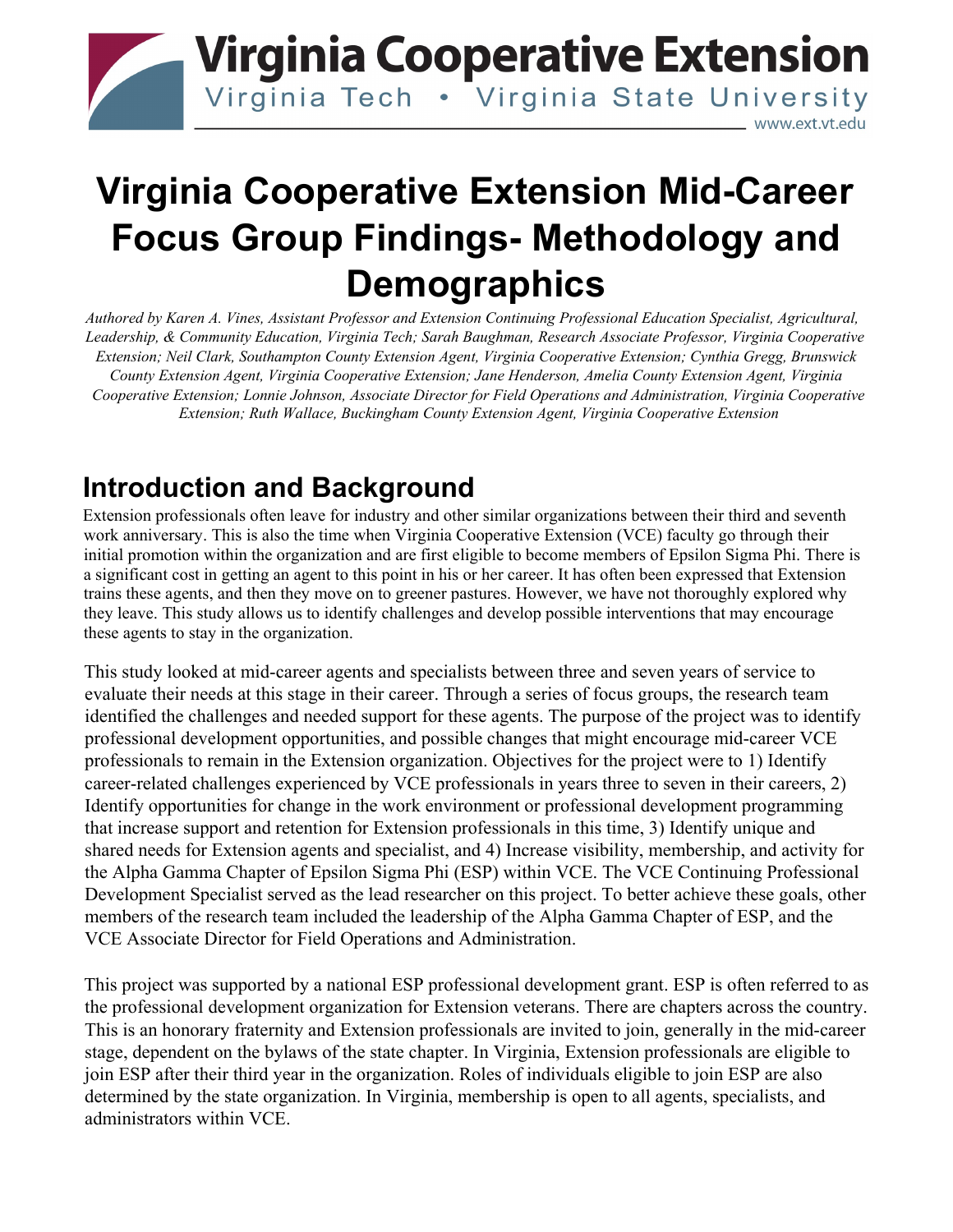# Virginia Cooperative Extension Mid-Career Focus Group Findings- Methodology and Demographics

*Authored by Karen A. Vines, Assistant Professor and Extension Continuing Professional Education Specialist, Agricultural, Leadership, & Community Education, Virginia Tech; Sarah Baughman, Research Associate Professor, Virginia Cooperative Extension; Neil Clark, Southampton County Extension Agent, Virginia Cooperative Extension; Cynthia Gregg, Brunswick County Extension Agent, Virginia Cooperative Extension; Jane Henderson, Amelia County Extension Agent, Virginia Cooperative Extension; Lonnie Johnson, Associate Director for Field Operations and Administration, Virginia Cooperative Extension; Ruth Wallace, Buckingham County Extension Agent, Virginia Cooperative Extension*

## Introduction and Background

Extension professionals often leave for industry and other similar organizations between their third and seventh work anniversary. This is also the time when Virginia Cooperative Extension (VCE) faculty go through their initial promotion within the organization and are first eligible to become members of Epsilon Sigma Phi. There is a significant cost in getting an agent to this point in his or her career. It has often been expressed that Extension trains these agents, and then they move on to greener pastures. However, we have not thoroughly explored why they leave. This study allows us to identify challenges and develop possible interventions that may encourage these agents to stay in the organization.

This study looked at mid-career agents and specialists between three and seven years of service to evaluate their needs at this stage in their career. Through a series of focus groups, the research team identified the challenges and needed support for these agents. The purpose of the project was to identify professional development opportunities, and possible changes that might encourage mid-career VCE professionals to remain in the Extension organization. Objectives for the project were to 1) Identify career-related challenges experienced by VCE professionals in years three to seven in their careers, 2) Identify opportunities for change in the work environment or professional development programming that increase support and retention for Extension professionals in this time, 3) Identify unique and shared needs for Extension agents and specialist, and 4) Increase visibility, membership, and activity for the Alpha Gamma Chapter of Epsilon Sigma Phi (ESP) within VCE. The VCE Continuing Professional Development Specialist served as the lead researcher on this project. To better achieve these goals, other members of the research team included the leadership of the Alpha Gamma Chapter of ESP, and the VCE Associate Director for Field Operations and Administration.

This project was supported by a national ESP professional development grant. ESP is often referred to as the professional development organization for Extension veterans. There are chapters across the country. This is an honorary fraternity and Extension professionals are invited to join, generally in the mid-career stage, dependent on the bylaws of the state chapter. In Virginia, Extension professionals are eligible to join ESP after their third year in the organization. Roles of individuals eligible to join ESP are also determined by the state organization. In Virginia, membership is open to all agents, specialists, and administrators within VCE.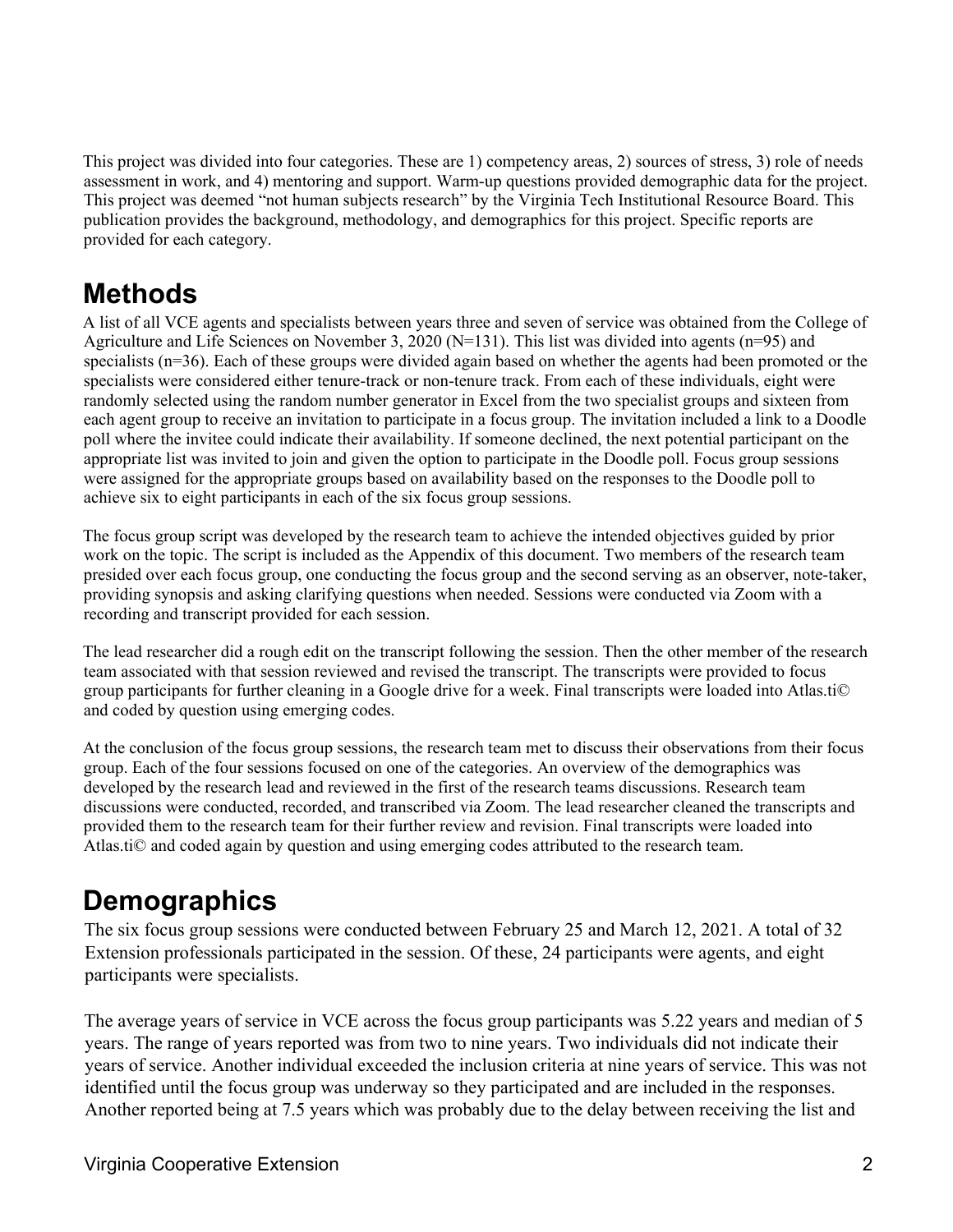This project was divided into four categories. These are 1) competency areas, 2) sources of stress, 3) role of needs assessment in work, and 4) mentoring and support. Warm-up questions provided demographic data for the project. This project was deemed "not human subjects research" by the Virginia Tech Institutional Resource Board. This publication provides the background, methodology, and demographics for this project. Specific reports are provided for each category.

# Methods

A list of all VCE agents and specialists between years three and seven of service was obtained from the College of Agriculture and Life Sciences on November 3, 2020 (N=131). This list was divided into agents (n=95) and specialists (n=36). Each of these groups were divided again based on whether the agents had been promoted or the specialists were considered either tenure-track or non-tenure track. From each of these individuals, eight were randomly selected using the random number generator in Excel from the two specialist groups and sixteen from each agent group to receive an invitation to participate in a focus group. The invitation included a link to a Doodle poll where the invitee could indicate their availability. If someone declined, the next potential participant on the appropriate list was invited to join and given the option to participate in the Doodle poll. Focus group sessions were assigned for the appropriate groups based on availability based on the responses to the Doodle poll to achieve six to eight participants in each of the six focus group sessions.

The focus group script was developed by the research team to achieve the intended objectives guided by prior work on the topic. The script is included as the Appendix of this document. Two members of the research team presided over each focus group, one conducting the focus group and the second serving as an observer, note-taker, providing synopsis and asking clarifying questions when needed. Sessions were conducted via Zoom with a recording and transcript provided for each session.

The lead researcher did a rough edit on the transcript following the session. Then the other member of the research team associated with that session reviewed and revised the transcript. The transcripts were provided to focus group participants for further cleaning in a Google drive for a week. Final transcripts were loaded into Atlas.ti© and coded by question using emerging codes.

At the conclusion of the focus group sessions, the research team met to discuss their observations from their focus group. Each of the four sessions focused on one of the categories. An overview of the demographics was developed by the research lead and reviewed in the first of the research teams discussions. Research team discussions were conducted, recorded, and transcribed via Zoom. The lead researcher cleaned the transcripts and provided them to the research team for their further review and revision. Final transcripts were loaded into Atlas.ti© and coded again by question and using emerging codes attributed to the research team.

# Demographics

The six focus group sessions were conducted between February 25 and March 12, 2021. A total of 32 Extension professionals participated in the session. Of these, 24 participants were agents, and eight participants were specialists.

The average years of service in VCE across the focus group participants was 5.22 years and median of 5 years. The range of years reported was from two to nine years. Two individuals did not indicate their years of service. Another individual exceeded the inclusion criteria at nine years of service. This was not identified until the focus group was underway so they participated and are included in the responses. Another reported being at 7.5 years which was probably due to the delay between receiving the list and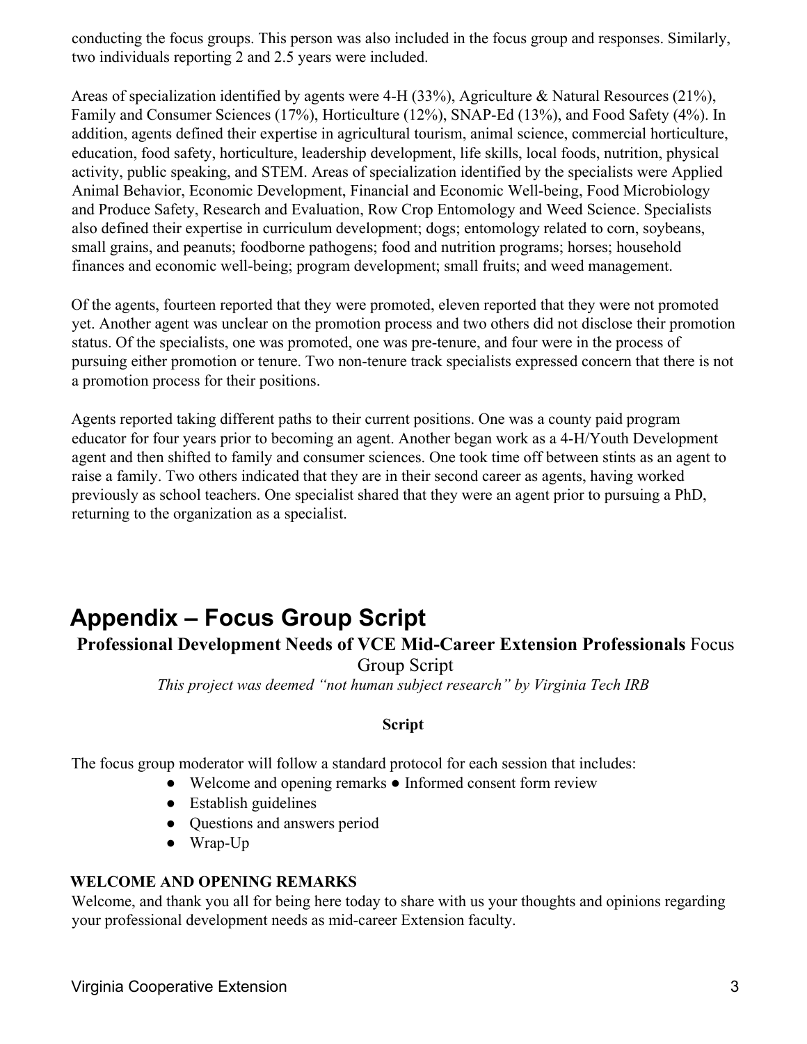conducting the focus groups. This person was also included in the focus group and responses. Similarly, two individuals reporting 2 and 2.5 years were included.

Areas of specialization identified by agents were 4-H (33%), Agriculture & Natural Resources (21%), Family and Consumer Sciences (17%), Horticulture (12%), SNAP-Ed (13%), and Food Safety (4%). In addition, agents defined their expertise in agricultural tourism, animal science, commercial horticulture, education, food safety, horticulture, leadership development, life skills, local foods, nutrition, physical activity, public speaking, and STEM. Areas of specialization identified by the specialists were Applied Animal Behavior, Economic Development, Financial and Economic Well-being, Food Microbiology and Produce Safety, Research and Evaluation, Row Crop Entomology and Weed Science. Specialists also defined their expertise in curriculum development; dogs; entomology related to corn, soybeans, small grains, and peanuts; foodborne pathogens; food and nutrition programs; horses; household finances and economic well-being; program development; small fruits; and weed management.

Of the agents, fourteen reported that they were promoted, eleven reported that they were not promoted yet. Another agent was unclear on the promotion process and two others did not disclose their promotion status. Of the specialists, one was promoted, one was pre-tenure, and four were in the process of pursuing either promotion or tenure. Two non-tenure track specialists expressed concern that there is not a promotion process for their positions.

Agents reported taking different paths to their current positions. One was a county paid program educator for four years prior to becoming an agent. Another began work as a 4-H/Youth Development agent and then shifted to family and consumer sciences. One took time off between stints as an agent to raise a family. Two others indicated that they are in their second career as agents, having worked previously as school teachers. One specialist shared that they were an agent prior to pursuing a PhD, returning to the organization as a specialist.

# Appendix – Focus Group Script

**Professional Development Needs of VCE Mid-Career Extension Professionals** Focus Group Script

*This project was deemed "not human subject research" by Virginia Tech IRB*

**Script**

The focus group moderator will follow a standard protocol for each session that includes:

- Welcome and opening remarks
- Informed consent form review
- Establish guidelines
- Questions and answers period
- Wrap-Up

**WELCOME AND OPENING REMARKS**

Welcome, and thank you all for being here today to share with us your thoughts and opinions regarding your professional development needs as mid-career Extension faculty.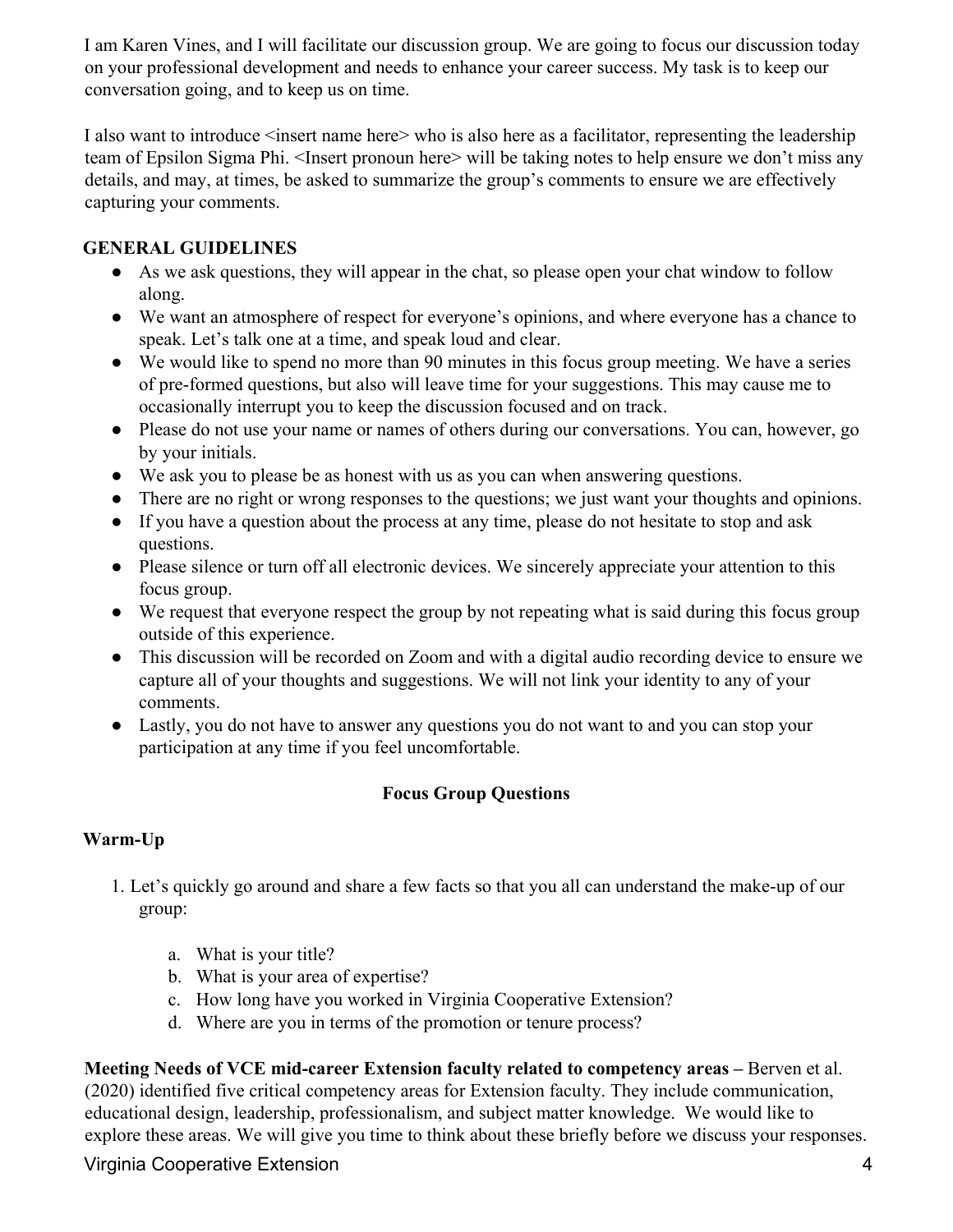I am Karen Vines, and I will facilitate our discussion group. We are going to focus our discussion today on your professional development and needs to enhance your career success. My task is to keep our conversation going, and to keep us on time.

I also want to introduce <insert name here> who is also here as a facilitator, representing the leadership team of Epsilon Sigma Phi. <Insert pronoun here> will be taking notes to help ensure we don't miss any details, and may, at times, be asked to summarize the group's comments to ensure we are effectively capturing your comments.

**GENERAL GUIDELINES**

- As we ask questions, they will appear in the chat, so please open your chat window to follow along.
- We want an atmosphere of respect for everyone's opinions, and where everyone has a chance to speak. Let's talk one at a time, and speak loud and clear.
- We would like to spend no more than 90 minutes in this focus group meeting. We have a series of pre-formed questions, but also will leave time for your suggestions. This may cause me to occasionally interrupt you to keep the discussion focused and on track.
- Please do not use your name or names of others during our conversations. You can, however, go by your initials.
- We ask you to please be as honest with us as you can when answering questions.
- There are no right or wrong responses to the questions; we just want your thoughts and opinions.
- If you have a question about the process at any time, please do not hesitate to stop and ask questions.
- Please silence or turn off all electronic devices. We sincerely appreciate your attention to this focus group.
- We request that everyone respect the group by not repeating what is said during this focus group outside of this experience.
- This discussion will be recorded on Zoom and with a digital audio recording device to ensure we capture all of your thoughts and suggestions. We will not link your identity to any of your comments.
- Lastly, you do not have to answer any questions you do not want to and you can stop your participation at any time if you feel uncomfortable.

## Focus Group Questions

**Warm-Up**

1. Let's quickly go around and share a few facts so that you all can understand the make-up of our group:

   a. What is your title?
   b. What is your area of expertise?
   c. How long have you worked in Virginia Cooperative Extension?
   d. Where are you in terms of the promotion or tenure process?

**Meeting Needs of VCE mid-career Extension faculty related to competency areas –** Berven et al. (2020) identified five critical competency areas for Extension faculty. They include communication, educational design, leadership, professionalism, and subject matter knowledge. We would like to explore these areas. We will give you time to think about these briefly before we discuss your responses.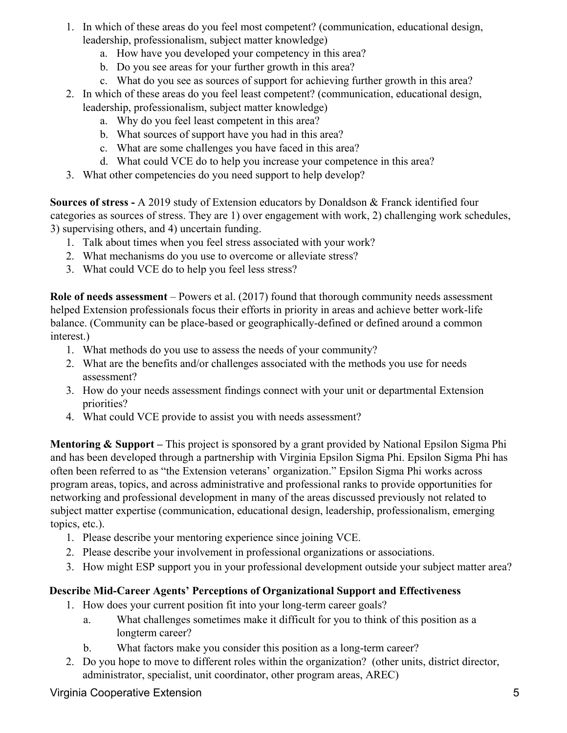1. In which of these areas do you feel most competent? (communication, educational design, leadership, professionalism, subject matter knowledge)
    a. How have you developed your competency in this area?
    b. Do you see areas for your further growth in this area?
    c. What do you see as sources of support for achieving further growth in this area?
2. In which of these areas do you feel least competent? (communication, educational design, leadership, professionalism, subject matter knowledge)
    a. Why do you feel least competent in this area?
    b. What sources of support have you had in this area?
    c. What are some challenges you have faced in this area?
    d. What could VCE do to help you increase your competence in this area?
3. What other competencies do you need support to help develop?

**Sources of stress -** A 2019 study of Extension educators by Donaldson & Franck identified four categories as sources of stress. They are 1) over engagement with work, 2) challenging work schedules, 3) supervising others, and 4) uncertain funding.

1. Talk about times when you feel stress associated with your work?
2. What mechanisms do you use to overcome or alleviate stress?
3. What could VCE do to help you feel less stress?

**Role of needs assessment** – Powers et al. (2017) found that thorough community needs assessment helped Extension professionals focus their efforts in priority in areas and achieve better work-life balance. (Community can be place-based or geographically-defined or defined around a common interest.)

1. What methods do you use to assess the needs of your community?
2. What are the benefits and/or challenges associated with the methods you use for needs assessment?
3. How do your needs assessment findings connect with your unit or departmental Extension priorities?
4. What could VCE provide to assist you with needs assessment?

**Mentoring & Support –** This project is sponsored by a grant provided by National Epsilon Sigma Phi and has been developed through a partnership with Virginia Epsilon Sigma Phi. Epsilon Sigma Phi has often been referred to as "the Extension veterans' organization." Epsilon Sigma Phi works across program areas, topics, and across administrative and professional ranks to provide opportunities for networking and professional development in many of the areas discussed previously not related to subject matter expertise (communication, educational design, leadership, professionalism, emerging topics, etc.).

1. Please describe your mentoring experience since joining VCE.
2. Please describe your involvement in professional organizations or associations.
3. How might ESP support you in your professional development outside your subject matter area?

**Describe Mid-Career Agents' Perceptions of Organizational Support and Effectiveness**

1. How does your current position fit into your long-term career goals?
    a. What challenges sometimes make it difficult for you to think of this position as a longterm career?
    b. What factors make you consider this position as a long-term career?
2. Do you hope to move to different roles within the organization? (other units, district director, administrator, specialist, unit coordinator, other program areas, AREC)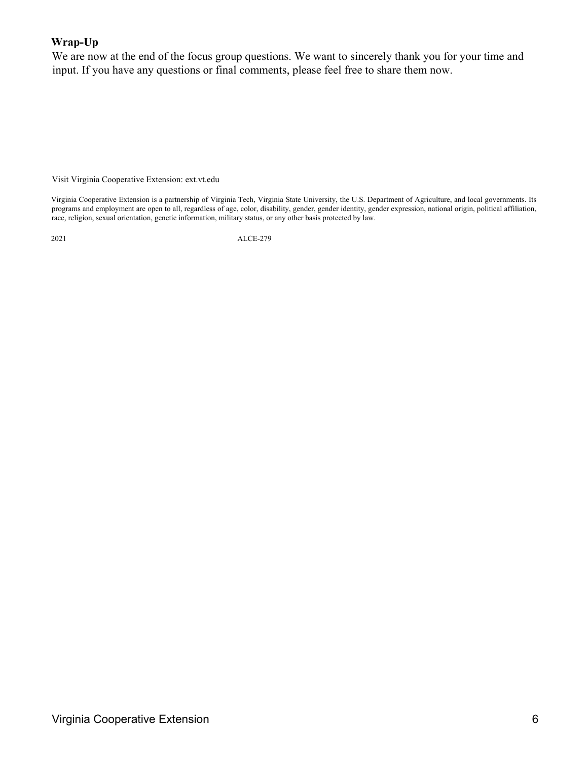**Wrap-Up**

We are now at the end of the focus group questions. We want to sincerely thank you for your time and input. If you have any questions or final comments, please feel free to share them now.

Visit Virginia Cooperative Extension: ext.vt.edu

Virginia Cooperative Extension is a partnership of Virginia Tech, Virginia State University, the U.S. Department of Agriculture, and local governments. Its programs and employment are open to all, regardless of age, color, disability, gender, gender identity, gender expression, national origin, political affiliation, race, religion, sexual orientation, genetic information, military status, or any other basis protected by law.

2021 ALCE-279